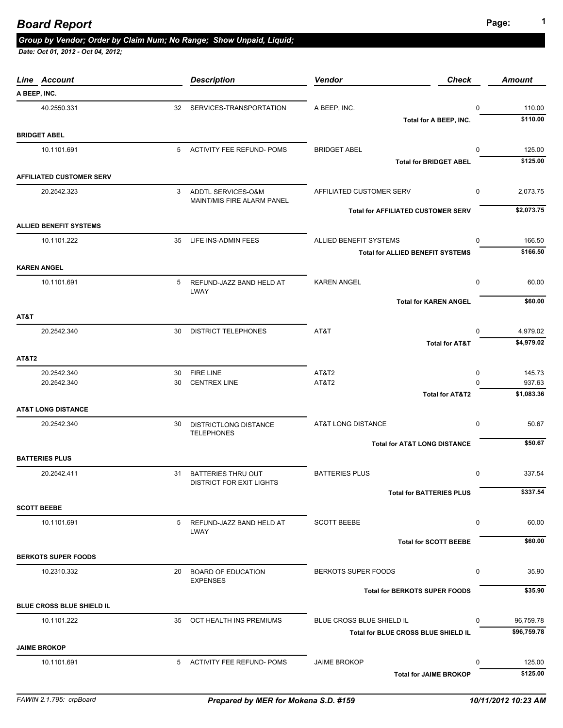# Board Report

***Group by Vendor; Order by Claim Num; No Range; Show Unpaid, Liquid;***

***Date: Oct 01, 2012 - Oct 04, 2012;***

| Line | Account | | Description | Vendor | Check | Amount |
|---|---|---|---|---|---|---|
| **A BEEP, INC.** | | | | | | |
| | 40.2550.331 | 32 | SERVICES-TRANSPORTATION | A BEEP, INC. | 0 | 110.00 |
| | | | | **Total for A BEEP, INC.** | | **$110.00** |
| **BRIDGET ABEL** | | | | | | |
| | 10.1101.691 | 5 | ACTIVITY FEE REFUND- POMS | BRIDGET ABEL | 0 | 125.00 |
| | | | | **Total for BRIDGET ABEL** | | **$125.00** |
| **AFFILIATED CUSTOMER SERV** | | | | | | |
| | 20.2542.323 | 3 | ADDTL SERVICES-O&M MAINT/MIS FIRE ALARM PANEL | AFFILIATED CUSTOMER SERV | 0 | 2,073.75 |
| | | | | **Total for AFFILIATED CUSTOMER SERV** | | **$2,073.75** |
| **ALLIED BENEFIT SYSTEMS** | | | | | | |
| | 10.1101.222 | 35 | LIFE INS-ADMIN FEES | ALLIED BENEFIT SYSTEMS | 0 | 166.50 |
| | | | | **Total for ALLIED BENEFIT SYSTEMS** | | **$166.50** |
| **KAREN ANGEL** | | | | | | |
| | 10.1101.691 | 5 | REFUND-JAZZ BAND HELD AT LWAY | KAREN ANGEL | 0 | 60.00 |
| | | | | **Total for KAREN ANGEL** | | **$60.00** |
| **AT&T** | | | | | | |
| | 20.2542.340 | 30 | DISTRICT TELEPHONES | AT&T | 0 | 4,979.02 |
| | | | | **Total for AT&T** | | **$4,979.02** |
| **AT&T2** | | | | | | |
| | 20.2542.340 | 30 | FIRE LINE | AT&T2 | 0 | 145.73 |
| | 20.2542.340 | 30 | CENTREX LINE | AT&T2 | 0 | 937.63 |
| | | | | **Total for AT&T2** | | **$1,083.36** |
| **AT&T LONG DISTANCE** | | | | | | |
| | 20.2542.340 | 30 | DISTRICTLONG DISTANCE TELEPHONES | AT&T LONG DISTANCE | 0 | 50.67 |
| | | | | **Total for AT&T LONG DISTANCE** | | **$50.67** |
| **BATTERIES PLUS** | | | | | | |
| | 20.2542.411 | 31 | BATTERIES THRU OUT DISTRICT FOR EXIT LIGHTS | BATTERIES PLUS | 0 | 337.54 |
| | | | | **Total for BATTERIES PLUS** | | **$337.54** |
| **SCOTT BEEBE** | | | | | | |
| | 10.1101.691 | 5 | REFUND-JAZZ BAND HELD AT LWAY | SCOTT BEEBE | 0 | 60.00 |
| | | | | **Total for SCOTT BEEBE** | | **$60.00** |
| **BERKOTS SUPER FOODS** | | | | | | |
| | 10.2310.332 | 20 | BOARD OF EDUCATION EXPENSES | BERKOTS SUPER FOODS | 0 | 35.90 |
| | | | | **Total for BERKOTS SUPER FOODS** | | **$35.90** |
| **BLUE CROSS BLUE SHIELD IL** | | | | | | |
| | 10.1101.222 | 35 | OCT HEALTH INS PREMIUMS | BLUE CROSS BLUE SHIELD IL | 0 | 96,759.78 |
| | | | | **Total for BLUE CROSS BLUE SHIELD IL** | | **$96,759.78** |
| **JAIME BROKOP** | | | | | | |
| | 10.1101.691 | 5 | ACTIVITY FEE REFUND- POMS | JAIME BROKOP | 0 | 125.00 |
| | | | | **Total for JAIME BROKOP** | | **$125.00** |

*FAWIN 2.1.795: crpBoard* | ***Prepared by MER for Mokena S.D. #159*** | ***10/11/2012 10:23 AM***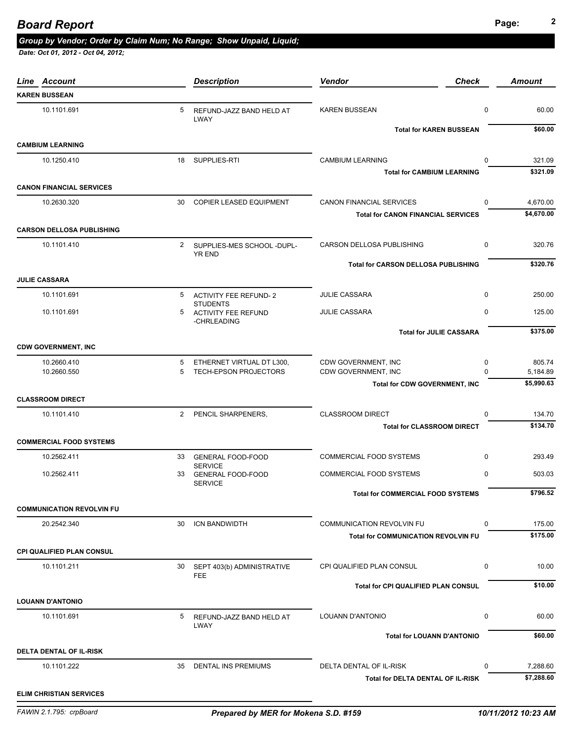# Board Report

***Group by Vendor; Order by Claim Num; No Range; Show Unpaid, Liquid;***

***Date: Oct 01, 2012 - Oct 04, 2012;***

| Line | Account | | Description | Vendor | Check | Amount |
|---|---|---|---|---|---|---|
| **KAREN BUSSEAN** | | | | | | |
| | 10.1101.691 | 5 | REFUND-JAZZ BAND HELD AT LWAY | KAREN BUSSEAN | 0 | 60.00 |
| | | | | **Total for KAREN BUSSEAN** | | **$60.00** |
| **CAMBIUM LEARNING** | | | | | | |
| | 10.1250.410 | 18 | SUPPLIES-RTI | CAMBIUM LEARNING | 0 | 321.09 |
| | | | | **Total for CAMBIUM LEARNING** | | **$321.09** |
| **CANON FINANCIAL SERVICES** | | | | | | |
| | 10.2630.320 | 30 | COPIER LEASED EQUIPMENT | CANON FINANCIAL SERVICES | 0 | 4,670.00 |
| | | | | **Total for CANON FINANCIAL SERVICES** | | **$4,670.00** |
| **CARSON DELLOSA PUBLISHING** | | | | | | |
| | 10.1101.410 | 2 | SUPPLIES-MES SCHOOL -DUPL-YR END | CARSON DELLOSA PUBLISHING | 0 | 320.76 |
| | | | | **Total for CARSON DELLOSA PUBLISHING** | | **$320.76** |
| **JULIE CASSARA** | | | | | | |
| | 10.1101.691 | 5 | ACTIVITY FEE REFUND- 2 STUDENTS | JULIE CASSARA | 0 | 250.00 |
| | 10.1101.691 | 5 | ACTIVITY FEE REFUND -CHRLEADING | JULIE CASSARA | 0 | 125.00 |
| | | | | **Total for JULIE CASSARA** | | **$375.00** |
| **CDW GOVERNMENT, INC** | | | | | | |
| | 10.2660.410 | 5 | ETHERNET VIRTUAL DT L300, | CDW GOVERNMENT, INC | 0 | 805.74 |
| | 10.2660.550 | 5 | TECH-EPSON PROJECTORS | CDW GOVERNMENT, INC | 0 | 5,184.89 |
| | | | | **Total for CDW GOVERNMENT, INC** | | **$5,990.63** |
| **CLASSROOM DIRECT** | | | | | | |
| | 10.1101.410 | 2 | PENCIL SHARPENERS, | CLASSROOM DIRECT | 0 | 134.70 |
| | | | | **Total for CLASSROOM DIRECT** | | **$134.70** |
| **COMMERCIAL FOOD SYSTEMS** | | | | | | |
| | 10.2562.411 | 33 | GENERAL FOOD-FOOD SERVICE | COMMERCIAL FOOD SYSTEMS | 0 | 293.49 |
| | 10.2562.411 | 33 | GENERAL FOOD-FOOD SERVICE | COMMERCIAL FOOD SYSTEMS | 0 | 503.03 |
| | | | | **Total for COMMERCIAL FOOD SYSTEMS** | | **$796.52** |
| **COMMUNICATION REVOLVIN FU** | | | | | | |
| | 20.2542.340 | 30 | ICN BANDWIDTH | COMMUNICATION REVOLVIN FU | 0 | 175.00 |
| | | | | **Total for COMMUNICATION REVOLVIN FU** | | **$175.00** |
| **CPI QUALIFIED PLAN CONSUL** | | | | | | |
| | 10.1101.211 | 30 | SEPT 403(b) ADMINISTRATIVE FEE | CPI QUALIFIED PLAN CONSUL | 0 | 10.00 |
| | | | | **Total for CPI QUALIFIED PLAN CONSUL** | | **$10.00** |
| **LOUANN D'ANTONIO** | | | | | | |
| | 10.1101.691 | 5 | REFUND-JAZZ BAND HELD AT LWAY | LOUANN D'ANTONIO | 0 | 60.00 |
| | | | | **Total for LOUANN D'ANTONIO** | | **$60.00** |
| **DELTA DENTAL OF IL-RISK** | | | | | | |
| | 10.1101.222 | 35 | DENTAL INS PREMIUMS | DELTA DENTAL OF IL-RISK | 0 | 7,288.60 |
| | | | | **Total for DELTA DENTAL OF IL-RISK** | | **$7,288.60** |
| **ELIM CHRISTIAN SERVICES** | | | | | | |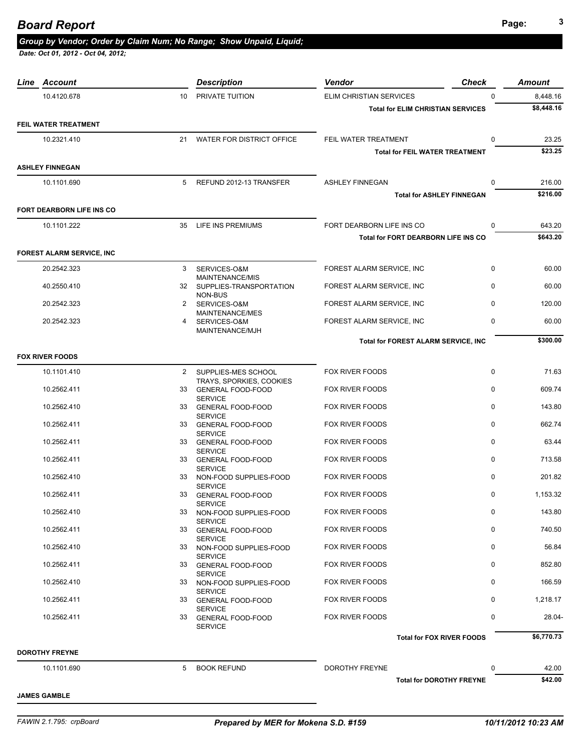# Board Report

## Group by Vendor; Order by Claim Num; No Range; Show Unpaid, Liquid;

*Date: Oct 01, 2012 - Oct 04, 2012;*

| Line | Account | | Description | Vendor | Check | Amount |
|---|---|---|---|---|---|---|
| | 10.4120.678 | 10 | PRIVATE TUITION | ELIM CHRISTIAN SERVICES | 0 | 8,448.16 |
| | | | | **Total for ELIM CHRISTIAN SERVICES** | | **$8,448.16** |
| **FEIL WATER TREATMENT** | | | | | | |
| | 10.2321.410 | 21 | WATER FOR DISTRICT OFFICE | FEIL WATER TREATMENT | 0 | 23.25 |
| | | | | **Total for FEIL WATER TREATMENT** | | **$23.25** |
| **ASHLEY FINNEGAN** | | | | | | |
| | 10.1101.690 | 5 | REFUND 2012-13 TRANSFER | ASHLEY FINNEGAN | 0 | 216.00 |
| | | | | **Total for ASHLEY FINNEGAN** | | **$216.00** |
| **FORT DEARBORN LIFE INS CO** | | | | | | |
| | 10.1101.222 | 35 | LIFE INS PREMIUMS | FORT DEARBORN LIFE INS CO | 0 | 643.20 |
| | | | | **Total for FORT DEARBORN LIFE INS CO** | | **$643.20** |
| **FOREST ALARM SERVICE, INC** | | | | | | |
| | 20.2542.323 | 3 | SERVICES-O&M MAINTENANCE/MIS | FOREST ALARM SERVICE, INC | 0 | 60.00 |
| | 40.2550.410 | 32 | SUPPLIES-TRANSPORTATION NON-BUS | FOREST ALARM SERVICE, INC | 0 | 60.00 |
| | 20.2542.323 | 2 | SERVICES-O&M MAINTENANCE/MES | FOREST ALARM SERVICE, INC | 0 | 120.00 |
| | 20.2542.323 | 4 | SERVICES-O&M MAINTENANCE/MJH | FOREST ALARM SERVICE, INC | 0 | 60.00 |
| | | | | **Total for FOREST ALARM SERVICE, INC** | | **$300.00** |
| **FOX RIVER FOODS** | | | | | | |
| | 10.1101.410 | 2 | SUPPLIES-MES SCHOOL TRAYS, SPORKIES, COOKIES | FOX RIVER FOODS | 0 | 71.63 |
| | 10.2562.411 | 33 | GENERAL FOOD-FOOD SERVICE | FOX RIVER FOODS | 0 | 609.74 |
| | 10.2562.410 | 33 | GENERAL FOOD-FOOD SERVICE | FOX RIVER FOODS | 0 | 143.80 |
| | 10.2562.411 | 33 | GENERAL FOOD-FOOD SERVICE | FOX RIVER FOODS | 0 | 662.74 |
| | 10.2562.411 | 33 | GENERAL FOOD-FOOD SERVICE | FOX RIVER FOODS | 0 | 63.44 |
| | 10.2562.411 | 33 | GENERAL FOOD-FOOD SERVICE | FOX RIVER FOODS | 0 | 713.58 |
| | 10.2562.410 | 33 | NON-FOOD SUPPLIES-FOOD SERVICE | FOX RIVER FOODS | 0 | 201.82 |
| | 10.2562.411 | 33 | GENERAL FOOD-FOOD SERVICE | FOX RIVER FOODS | 0 | 1,153.32 |
| | 10.2562.410 | 33 | NON-FOOD SUPPLIES-FOOD SERVICE | FOX RIVER FOODS | 0 | 143.80 |
| | 10.2562.411 | 33 | GENERAL FOOD-FOOD SERVICE | FOX RIVER FOODS | 0 | 740.50 |
| | 10.2562.410 | 33 | NON-FOOD SUPPLIES-FOOD SERVICE | FOX RIVER FOODS | 0 | 56.84 |
| | 10.2562.411 | 33 | GENERAL FOOD-FOOD SERVICE | FOX RIVER FOODS | 0 | 852.80 |
| | 10.2562.410 | 33 | NON-FOOD SUPPLIES-FOOD SERVICE | FOX RIVER FOODS | 0 | 166.59 |
| | 10.2562.411 | 33 | GENERAL FOOD-FOOD SERVICE | FOX RIVER FOODS | 0 | 1,218.17 |
| | 10.2562.411 | 33 | GENERAL FOOD-FOOD SERVICE | FOX RIVER FOODS | 0 | 28.04- |
| | | | | **Total for FOX RIVER FOODS** | | **$6,770.73** |
| **DOROTHY FREYNE** | | | | | | |
| | 10.1101.690 | 5 | BOOK REFUND | DOROTHY FREYNE | 0 | 42.00 |
| | | | | **Total for DOROTHY FREYNE** | | **$42.00** |
| **JAMES GAMBLE** | | | | | | |

FAWIN 2.1.795: crpBoard — *Prepared by MER for Mokena S.D. #159* — *10/11/2012 10:23 AM*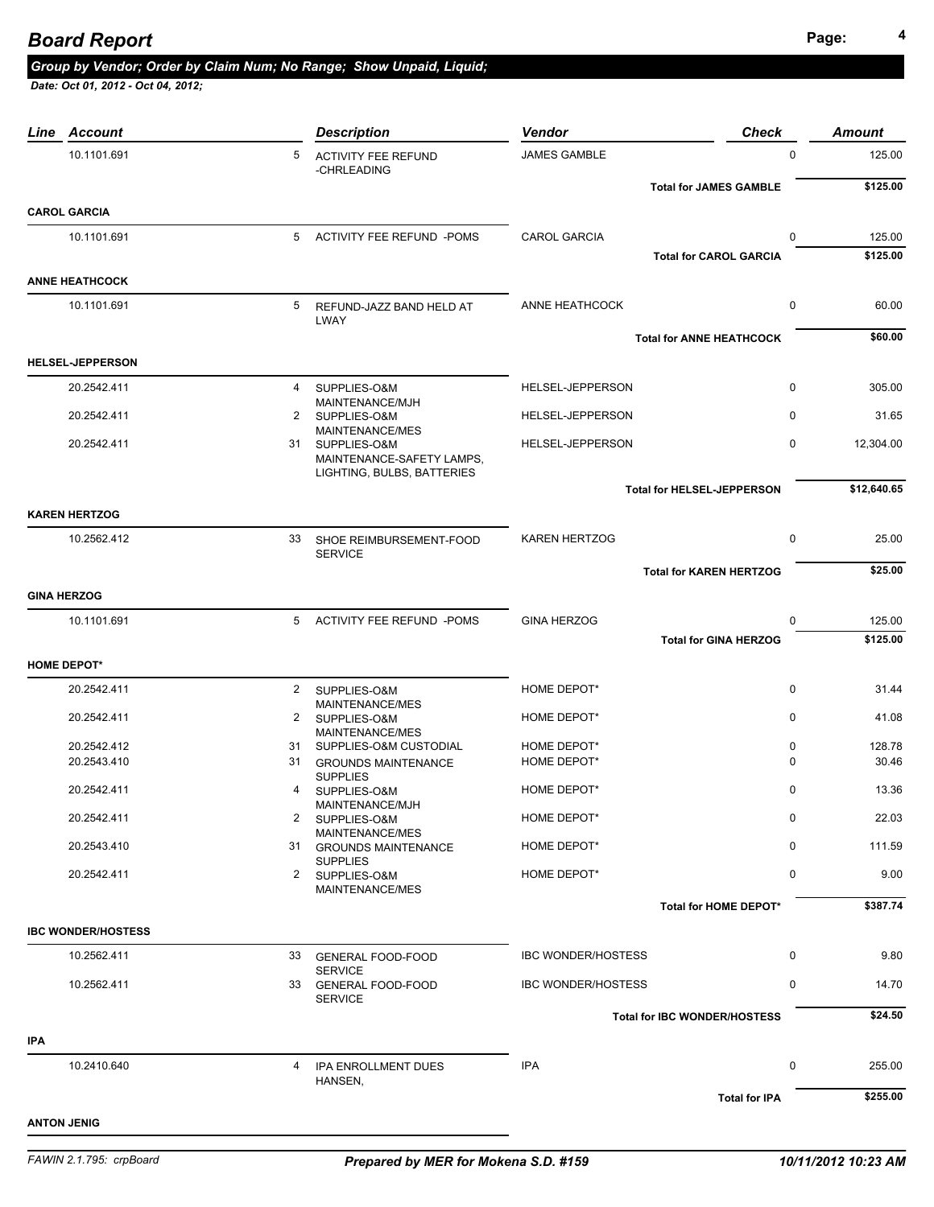# Board Report

### Group by Vendor; Order by Claim Num; No Range; Show Unpaid, Liquid;

*Date: Oct 01, 2012 - Oct 04, 2012;*

| Line | Account | | Description | Vendor | Check | Amount |
|---|---|---|---|---|---|---|
| | 10.1101.691 | 5 | ACTIVITY FEE REFUND -CHRLEADING | JAMES GAMBLE | 0 | 125.00 |
| | | | | **Total for JAMES GAMBLE** | | **$125.00** |
| **CAROL GARCIA** | | | | | | |
| | 10.1101.691 | 5 | ACTIVITY FEE REFUND -POMS | CAROL GARCIA | 0 | 125.00 |
| | | | | **Total for CAROL GARCIA** | | **$125.00** |
| **ANNE HEATHCOCK** | | | | | | |
| | 10.1101.691 | 5 | REFUND-JAZZ BAND HELD AT LWAY | ANNE HEATHCOCK | 0 | 60.00 |
| | | | | **Total for ANNE HEATHCOCK** | | **$60.00** |
| **HELSEL-JEPPERSON** | | | | | | |
| | 20.2542.411 | 4 | SUPPLIES-O&M MAINTENANCE/MJH | HELSEL-JEPPERSON | 0 | 305.00 |
| | 20.2542.411 | 2 | SUPPLIES-O&M MAINTENANCE/MES | HELSEL-JEPPERSON | 0 | 31.65 |
| | 20.2542.411 | 31 | SUPPLIES-O&M MAINTENANCE-SAFETY LAMPS, LIGHTING, BULBS, BATTERIES | HELSEL-JEPPERSON | 0 | 12,304.00 |
| | | | | **Total for HELSEL-JEPPERSON** | | **$12,640.65** |
| **KAREN HERTZOG** | | | | | | |
| | 10.2562.412 | 33 | SHOE REIMBURSEMENT-FOOD SERVICE | KAREN HERTZOG | 0 | 25.00 |
| | | | | **Total for KAREN HERTZOG** | | **$25.00** |
| **GINA HERZOG** | | | | | | |
| | 10.1101.691 | 5 | ACTIVITY FEE REFUND -POMS | GINA HERZOG | 0 | 125.00 |
| | | | | **Total for GINA HERZOG** | | **$125.00** |
| **HOME DEPOT*** | | | | | | |
| | 20.2542.411 | 2 | SUPPLIES-O&M MAINTENANCE/MES | HOME DEPOT* | 0 | 31.44 |
| | 20.2542.411 | 2 | SUPPLIES-O&M MAINTENANCE/MES | HOME DEPOT* | 0 | 41.08 |
| | 20.2542.412 | 31 | SUPPLIES-O&M CUSTODIAL | HOME DEPOT* | 0 | 128.78 |
| | 20.2543.410 | 31 | GROUNDS MAINTENANCE SUPPLIES | HOME DEPOT* | 0 | 30.46 |
| | 20.2542.411 | 4 | SUPPLIES-O&M MAINTENANCE/MJH | HOME DEPOT* | 0 | 13.36 |
| | 20.2542.411 | 2 | SUPPLIES-O&M MAINTENANCE/MES | HOME DEPOT* | 0 | 22.03 |
| | 20.2543.410 | 31 | GROUNDS MAINTENANCE SUPPLIES | HOME DEPOT* | 0 | 111.59 |
| | 20.2542.411 | 2 | SUPPLIES-O&M MAINTENANCE/MES | HOME DEPOT* | 0 | 9.00 |
| | | | | **Total for HOME DEPOT*** | | **$387.74** |
| **IBC WONDER/HOSTESS** | | | | | | |
| | 10.2562.411 | 33 | GENERAL FOOD-FOOD SERVICE | IBC WONDER/HOSTESS | 0 | 9.80 |
| | 10.2562.411 | 33 | GENERAL FOOD-FOOD SERVICE | IBC WONDER/HOSTESS | 0 | 14.70 |
| | | | | **Total for IBC WONDER/HOSTESS** | | **$24.50** |
| **IPA** | | | | | | |
| | 10.2410.640 | 4 | IPA ENROLLMENT DUES HANSEN, | IPA | 0 | 255.00 |
| | | | | **Total for IPA** | | **$255.00** |
| **ANTON JENIG** | | | | | | |

FAWIN 2.1.795: crpBoard | *Prepared by MER for Mokena S.D. #159* | *10/11/2012 10:23 AM*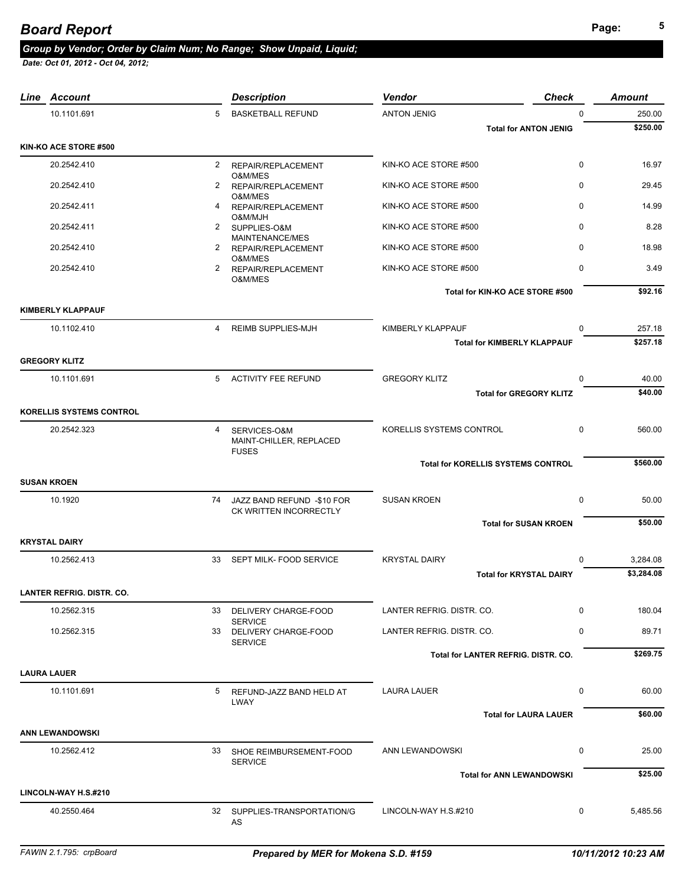# Board Report

***Group by Vendor; Order by Claim Num; No Range; Show Unpaid, Liquid;***

***Date: Oct 01, 2012 - Oct 04, 2012;***

| Line | Account | | Description | Vendor | Check | Amount |
|---|---|---|---|---|---|---|
| | 10.1101.691 | 5 | BASKETBALL REFUND | ANTON JENIG | 0 | 250.00 |
| | | | | **Total for ANTON JENIG** | | **$250.00** |
| **KIN-KO ACE STORE #500** | | | | | | |
| | 20.2542.410 | 2 | REPAIR/REPLACEMENT O&M/MES | KIN-KO ACE STORE #500 | 0 | 16.97 |
| | 20.2542.410 | 2 | REPAIR/REPLACEMENT O&M/MES | KIN-KO ACE STORE #500 | 0 | 29.45 |
| | 20.2542.411 | 4 | REPAIR/REPLACEMENT O&M/MJH | KIN-KO ACE STORE #500 | 0 | 14.99 |
| | 20.2542.411 | 2 | SUPPLIES-O&M MAINTENANCE/MES | KIN-KO ACE STORE #500 | 0 | 8.28 |
| | 20.2542.410 | 2 | REPAIR/REPLACEMENT O&M/MES | KIN-KO ACE STORE #500 | 0 | 18.98 |
| | 20.2542.410 | 2 | REPAIR/REPLACEMENT O&M/MES | KIN-KO ACE STORE #500 | 0 | 3.49 |
| | | | | **Total for KIN-KO ACE STORE #500** | | **$92.16** |
| **KIMBERLY KLAPPAUF** | | | | | | |
| | 10.1102.410 | 4 | REIMB SUPPLIES-MJH | KIMBERLY KLAPPAUF | 0 | 257.18 |
| | | | | **Total for KIMBERLY KLAPPAUF** | | **$257.18** |
| **GREGORY KLITZ** | | | | | | |
| | 10.1101.691 | 5 | ACTIVITY FEE REFUND | GREGORY KLITZ | 0 | 40.00 |
| | | | | **Total for GREGORY KLITZ** | | **$40.00** |
| **KORELLIS SYSTEMS CONTROL** | | | | | | |
| | 20.2542.323 | 4 | SERVICES-O&M MAINT-CHILLER, REPLACED FUSES | KORELLIS SYSTEMS CONTROL | 0 | 560.00 |
| | | | | **Total for KORELLIS SYSTEMS CONTROL** | | **$560.00** |
| **SUSAN KROEN** | | | | | | |
| | 10.1920 | 74 | JAZZ BAND REFUND -$10 FOR CK WRITTEN INCORRECTLY | SUSAN KROEN | 0 | 50.00 |
| | | | | **Total for SUSAN KROEN** | | **$50.00** |
| **KRYSTAL DAIRY** | | | | | | |
| | 10.2562.413 | 33 | SEPT MILK- FOOD SERVICE | KRYSTAL DAIRY | 0 | 3,284.08 |
| | | | | **Total for KRYSTAL DAIRY** | | **$3,284.08** |
| **LANTER REFRIG. DISTR. CO.** | | | | | | |
| | 10.2562.315 | 33 | DELIVERY CHARGE-FOOD SERVICE | LANTER REFRIG. DISTR. CO. | 0 | 180.04 |
| | 10.2562.315 | 33 | DELIVERY CHARGE-FOOD SERVICE | LANTER REFRIG. DISTR. CO. | 0 | 89.71 |
| | | | | **Total for LANTER REFRIG. DISTR. CO.** | | **$269.75** |
| **LAURA LAUER** | | | | | | |
| | 10.1101.691 | 5 | REFUND-JAZZ BAND HELD AT LWAY | LAURA LAUER | 0 | 60.00 |
| | | | | **Total for LAURA LAUER** | | **$60.00** |
| **ANN LEWANDOWSKI** | | | | | | |
| | 10.2562.412 | 33 | SHOE REIMBURSEMENT-FOOD SERVICE | ANN LEWANDOWSKI | 0 | 25.00 |
| | | | | **Total for ANN LEWANDOWSKI** | | **$25.00** |
| **LINCOLN-WAY H.S.#210** | | | | | | |
| | 40.2550.464 | 32 | SUPPLIES-TRANSPORTATION/GAS | LINCOLN-WAY H.S.#210 | 0 | 5,485.56 |

*FAWIN 2.1.795: crpBoard* — ***Prepared by MER for Mokena S.D. #159*** — ***10/11/2012 10:23 AM***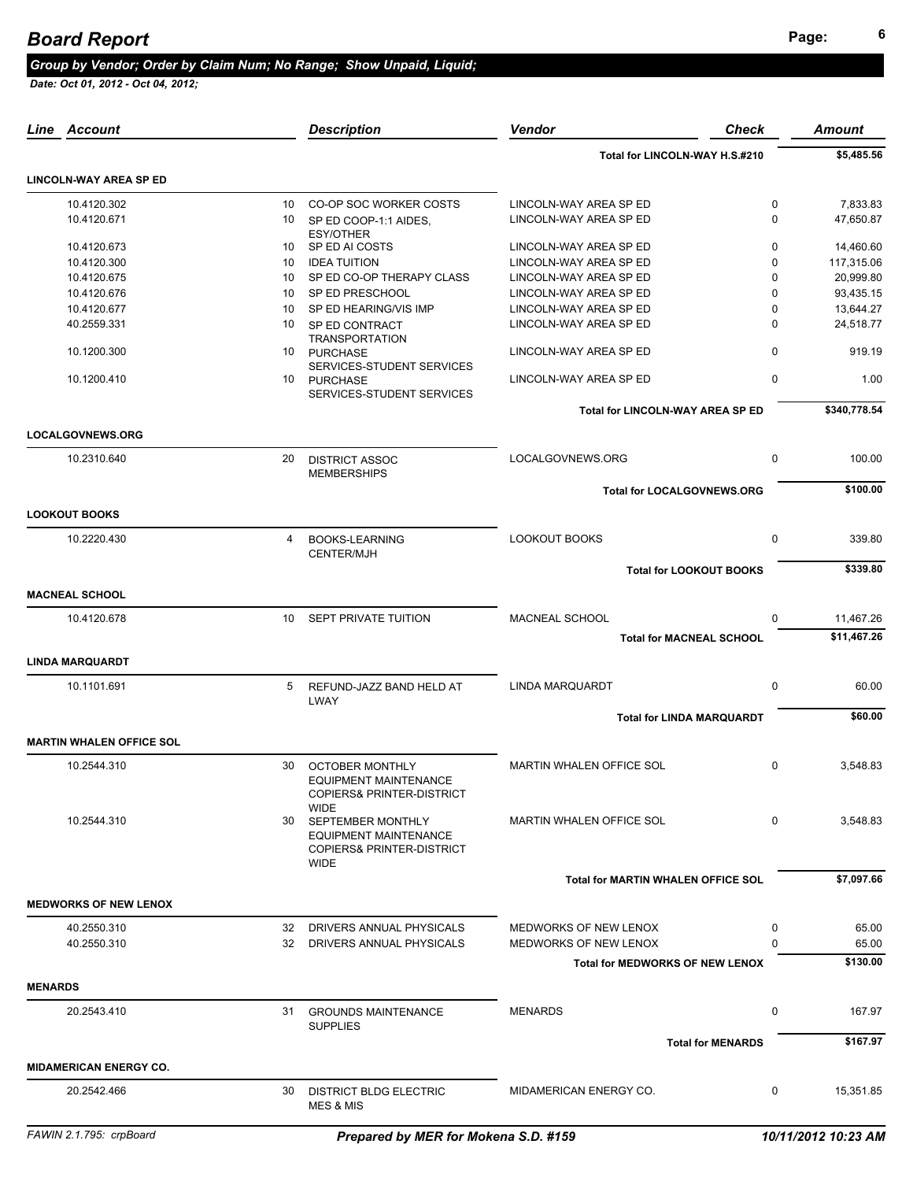# Board Report

***Group by Vendor; Order by Claim Num; No Range; Show Unpaid, Liquid;***

***Date: Oct 01, 2012 - Oct 04, 2012;***

| Line | Account | | Description | Vendor | Check | Amount |
|---|---|---|---|---|---|---|
| | | | | **Total for LINCOLN-WAY H.S.#210** | | **$5,485.56** |
| **LINCOLN-WAY AREA SP ED** | | | | | | |
| | 10.4120.302 | 10 | CO-OP SOC WORKER COSTS | LINCOLN-WAY AREA SP ED | 0 | 7,833.83 |
| | 10.4120.671 | 10 | SP ED COOP-1:1 AIDES, ESY/OTHER | LINCOLN-WAY AREA SP ED | 0 | 47,650.87 |
| | 10.4120.673 | 10 | SP ED AI COSTS | LINCOLN-WAY AREA SP ED | 0 | 14,460.60 |
| | 10.4120.300 | 10 | IDEA TUITION | LINCOLN-WAY AREA SP ED | 0 | 117,315.06 |
| | 10.4120.675 | 10 | SP ED CO-OP THERAPY CLASS | LINCOLN-WAY AREA SP ED | 0 | 20,999.80 |
| | 10.4120.676 | 10 | SP ED PRESCHOOL | LINCOLN-WAY AREA SP ED | 0 | 93,435.15 |
| | 10.4120.677 | 10 | SP ED HEARING/VIS IMP | LINCOLN-WAY AREA SP ED | 0 | 13,644.27 |
| | 40.2559.331 | 10 | SP ED CONTRACT TRANSPORTATION | LINCOLN-WAY AREA SP ED | 0 | 24,518.77 |
| | 10.1200.300 | 10 | PURCHASE SERVICES-STUDENT SERVICES | LINCOLN-WAY AREA SP ED | 0 | 919.19 |
| | 10.1200.410 | 10 | PURCHASE SERVICES-STUDENT SERVICES | LINCOLN-WAY AREA SP ED | 0 | 1.00 |
| | | | | **Total for LINCOLN-WAY AREA SP ED** | | **$340,778.54** |
| **LOCALGOVNEWS.ORG** | | | | | | |
| | 10.2310.640 | 20 | DISTRICT ASSOC MEMBERSHIPS | LOCALGOVNEWS.ORG | 0 | 100.00 |
| | | | | **Total for LOCALGOVNEWS.ORG** | | **$100.00** |
| **LOOKOUT BOOKS** | | | | | | |
| | 10.2220.430 | 4 | BOOKS-LEARNING CENTER/MJH | LOOKOUT BOOKS | 0 | 339.80 |
| | | | | **Total for LOOKOUT BOOKS** | | **$339.80** |
| **MACNEAL SCHOOL** | | | | | | |
| | 10.4120.678 | 10 | SEPT PRIVATE TUITION | MACNEAL SCHOOL | 0 | 11,467.26 |
| | | | | **Total for MACNEAL SCHOOL** | | **$11,467.26** |
| **LINDA MARQUARDT** | | | | | | |
| | 10.1101.691 | 5 | REFUND-JAZZ BAND HELD AT LWAY | LINDA MARQUARDT | 0 | 60.00 |
| | | | | **Total for LINDA MARQUARDT** | | **$60.00** |
| **MARTIN WHALEN OFFICE SOL** | | | | | | |
| | 10.2544.310 | 30 | OCTOBER MONTHLY EQUIPMENT MAINTENANCE COPIERS& PRINTER-DISTRICT WIDE | MARTIN WHALEN OFFICE SOL | 0 | 3,548.83 |
| | 10.2544.310 | 30 | SEPTEMBER MONTHLY EQUIPMENT MAINTENANCE COPIERS& PRINTER-DISTRICT WIDE | MARTIN WHALEN OFFICE SOL | 0 | 3,548.83 |
| | | | | **Total for MARTIN WHALEN OFFICE SOL** | | **$7,097.66** |
| **MEDWORKS OF NEW LENOX** | | | | | | |
| | 40.2550.310 | 32 | DRIVERS ANNUAL PHYSICALS | MEDWORKS OF NEW LENOX | 0 | 65.00 |
| | 40.2550.310 | 32 | DRIVERS ANNUAL PHYSICALS | MEDWORKS OF NEW LENOX | 0 | 65.00 |
| | | | | **Total for MEDWORKS OF NEW LENOX** | | **$130.00** |
| **MENARDS** | | | | | | |
| | 20.2543.410 | 31 | GROUNDS MAINTENANCE SUPPLIES | MENARDS | 0 | 167.97 |
| | | | | **Total for MENARDS** | | **$167.97** |
| **MIDAMERICAN ENERGY CO.** | | | | | | |
| | 20.2542.466 | 30 | DISTRICT BLDG ELECTRIC MES & MIS | MIDAMERICAN ENERGY CO. | 0 | 15,351.85 |

*Prepared by MER for Mokena S.D. #159*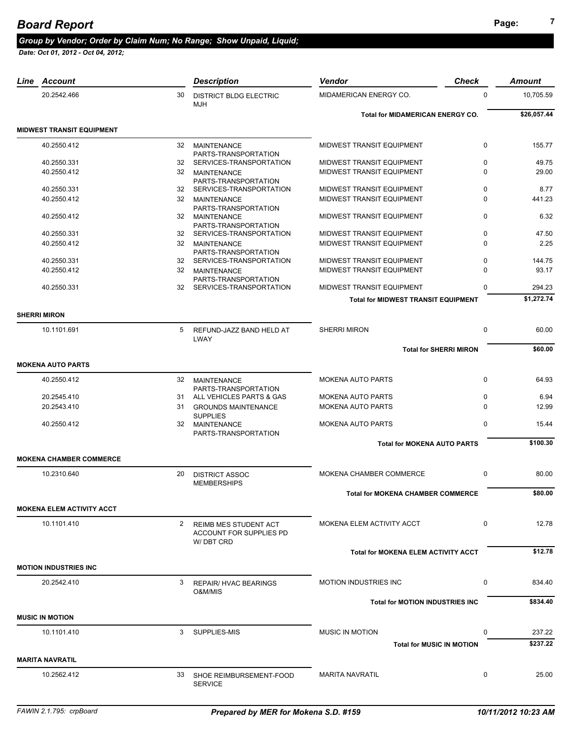# Board Report

***Group by Vendor; Order by Claim Num; No Range; Show Unpaid, Liquid;***

***Date: Oct 01, 2012 - Oct 04, 2012;***

| Line | Account | | Description | Vendor | Check | Amount |
|---|---|---|---|---|---|---|
| | 20.2542.466 | 30 | DISTRICT BLDG ELECTRIC MJH | MIDAMERICAN ENERGY CO. | 0 | 10,705.59 |
| | | | | **Total for MIDAMERICAN ENERGY CO.** | | **$26,057.44** |
| **MIDWEST TRANSIT EQUIPMENT** | | | | | | |
| | 40.2550.412 | 32 | MAINTENANCE PARTS-TRANSPORTATION | MIDWEST TRANSIT EQUIPMENT | 0 | 155.77 |
| | 40.2550.331 | 32 | SERVICES-TRANSPORTATION | MIDWEST TRANSIT EQUIPMENT | 0 | 49.75 |
| | 40.2550.412 | 32 | MAINTENANCE PARTS-TRANSPORTATION | MIDWEST TRANSIT EQUIPMENT | 0 | 29.00 |
| | 40.2550.331 | 32 | SERVICES-TRANSPORTATION | MIDWEST TRANSIT EQUIPMENT | 0 | 8.77 |
| | 40.2550.412 | 32 | MAINTENANCE PARTS-TRANSPORTATION | MIDWEST TRANSIT EQUIPMENT | 0 | 441.23 |
| | 40.2550.412 | 32 | MAINTENANCE PARTS-TRANSPORTATION | MIDWEST TRANSIT EQUIPMENT | 0 | 6.32 |
| | 40.2550.331 | 32 | SERVICES-TRANSPORTATION | MIDWEST TRANSIT EQUIPMENT | 0 | 47.50 |
| | 40.2550.412 | 32 | MAINTENANCE PARTS-TRANSPORTATION | MIDWEST TRANSIT EQUIPMENT | 0 | 2.25 |
| | 40.2550.331 | 32 | SERVICES-TRANSPORTATION | MIDWEST TRANSIT EQUIPMENT | 0 | 144.75 |
| | 40.2550.412 | 32 | MAINTENANCE PARTS-TRANSPORTATION | MIDWEST TRANSIT EQUIPMENT | 0 | 93.17 |
| | 40.2550.331 | 32 | SERVICES-TRANSPORTATION | MIDWEST TRANSIT EQUIPMENT | 0 | 294.23 |
| | | | | **Total for MIDWEST TRANSIT EQUIPMENT** | | **$1,272.74** |
| **SHERRI MIRON** | | | | | | |
| | 10.1101.691 | 5 | REFUND-JAZZ BAND HELD AT LWAY | SHERRI MIRON | 0 | 60.00 |
| | | | | **Total for SHERRI MIRON** | | **$60.00** |
| **MOKENA AUTO PARTS** | | | | | | |
| | 40.2550.412 | 32 | MAINTENANCE PARTS-TRANSPORTATION | MOKENA AUTO PARTS | 0 | 64.93 |
| | 20.2545.410 | 31 | ALL VEHICLES PARTS & GAS | MOKENA AUTO PARTS | 0 | 6.94 |
| | 20.2543.410 | 31 | GROUNDS MAINTENANCE SUPPLIES | MOKENA AUTO PARTS | 0 | 12.99 |
| | 40.2550.412 | 32 | MAINTENANCE PARTS-TRANSPORTATION | MOKENA AUTO PARTS | 0 | 15.44 |
| | | | | **Total for MOKENA AUTO PARTS** | | **$100.30** |
| **MOKENA CHAMBER COMMERCE** | | | | | | |
| | 10.2310.640 | 20 | DISTRICT ASSOC MEMBERSHIPS | MOKENA CHAMBER COMMERCE | 0 | 80.00 |
| | | | | **Total for MOKENA CHAMBER COMMERCE** | | **$80.00** |
| **MOKENA ELEM ACTIVITY ACCT** | | | | | | |
| | 10.1101.410 | 2 | REIMB MES STUDENT ACT ACCOUNT FOR SUPPLIES PD W/ DBT CRD | MOKENA ELEM ACTIVITY ACCT | 0 | 12.78 |
| | | | | **Total for MOKENA ELEM ACTIVITY ACCT** | | **$12.78** |
| **MOTION INDUSTRIES INC** | | | | | | |
| | 20.2542.410 | 3 | REPAIR/ HVAC BEARINGS O&M/MIS | MOTION INDUSTRIES INC | 0 | 834.40 |
| | | | | **Total for MOTION INDUSTRIES INC** | | **$834.40** |
| **MUSIC IN MOTION** | | | | | | |
| | 10.1101.410 | 3 | SUPPLIES-MIS | MUSIC IN MOTION | 0 | 237.22 |
| | | | | **Total for MUSIC IN MOTION** | | **$237.22** |
| **MARITA NAVRATIL** | | | | | | |
| | 10.2562.412 | 33 | SHOE REIMBURSEMENT-FOOD SERVICE | MARITA NAVRATIL | 0 | 25.00 |

*FAWIN 2.1.795: crpBoard* — ***Prepared by MER for Mokena S.D. #159*** — ***10/11/2012 10:23 AM***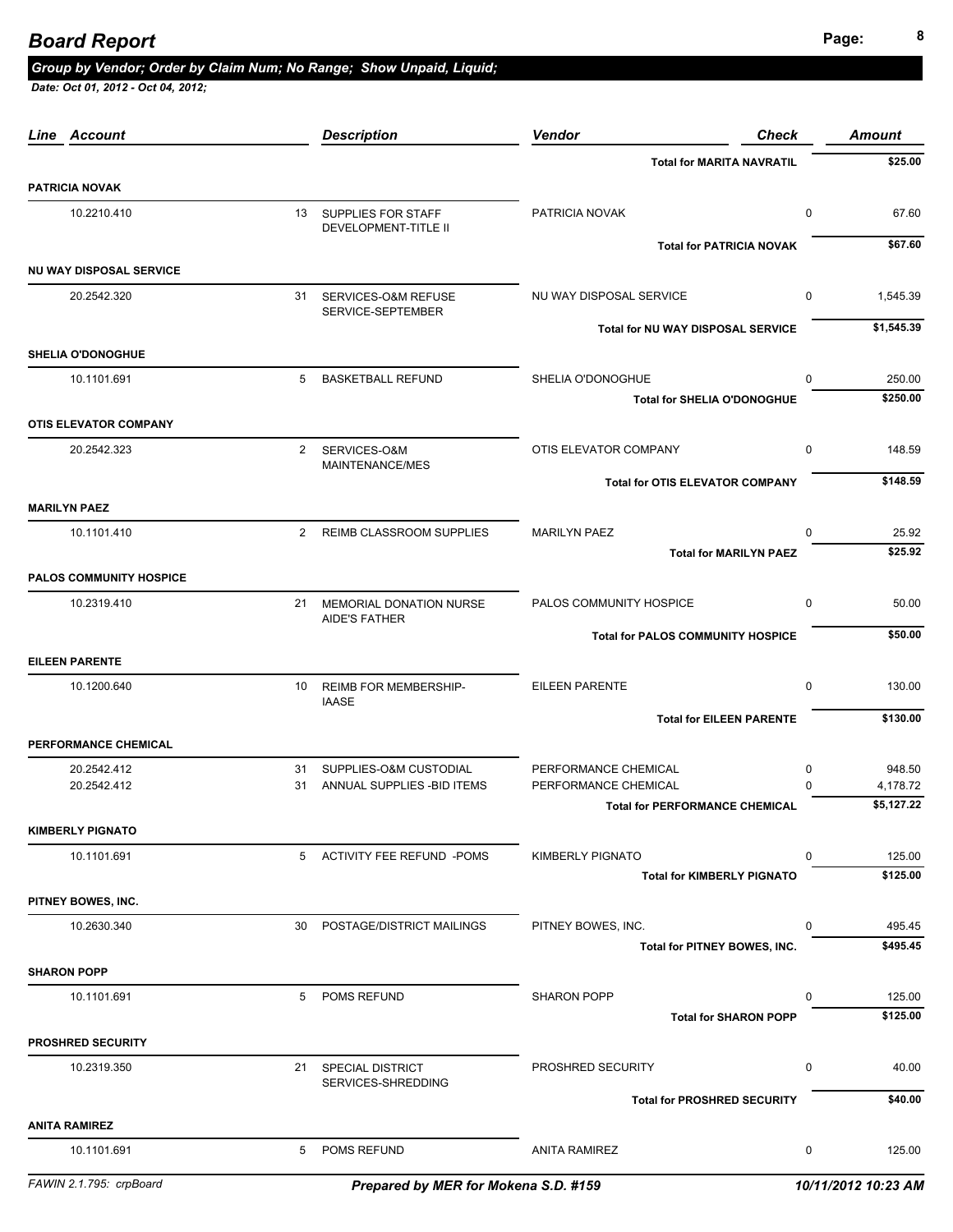# Board Report

***Group by Vendor; Order by Claim Num; No Range; Show Unpaid, Liquid;***

***Date: Oct 01, 2012 - Oct 04, 2012;***

| Line | Account | | Description | Vendor | Check | Amount |
|---|---|---|---|---|---|---|
| | | | | **Total for MARITA NAVRATIL** | | **$25.00** |
| **PATRICIA NOVAK** | | | | | | |
| | 10.2210.410 | 13 | SUPPLIES FOR STAFF DEVELOPMENT-TITLE II | PATRICIA NOVAK | 0 | 67.60 |
| | | | | **Total for PATRICIA NOVAK** | | **$67.60** |
| **NU WAY DISPOSAL SERVICE** | | | | | | |
| | 20.2542.320 | 31 | SERVICES-O&M REFUSE SERVICE-SEPTEMBER | NU WAY DISPOSAL SERVICE | 0 | 1,545.39 |
| | | | | **Total for NU WAY DISPOSAL SERVICE** | | **$1,545.39** |
| **SHELIA O'DONOGHUE** | | | | | | |
| | 10.1101.691 | 5 | BASKETBALL REFUND | SHELIA O'DONOGHUE | 0 | 250.00 |
| | | | | **Total for SHELIA O'DONOGHUE** | | **$250.00** |
| **OTIS ELEVATOR COMPANY** | | | | | | |
| | 20.2542.323 | 2 | SERVICES-O&M MAINTENANCE/MES | OTIS ELEVATOR COMPANY | 0 | 148.59 |
| | | | | **Total for OTIS ELEVATOR COMPANY** | | **$148.59** |
| **MARILYN PAEZ** | | | | | | |
| | 10.1101.410 | 2 | REIMB CLASSROOM SUPPLIES | MARILYN PAEZ | 0 | 25.92 |
| | | | | **Total for MARILYN PAEZ** | | **$25.92** |
| **PALOS COMMUNITY HOSPICE** | | | | | | |
| | 10.2319.410 | 21 | MEMORIAL DONATION NURSE AIDE'S FATHER | PALOS COMMUNITY HOSPICE | 0 | 50.00 |
| | | | | **Total for PALOS COMMUNITY HOSPICE** | | **$50.00** |
| **EILEEN PARENTE** | | | | | | |
| | 10.1200.640 | 10 | REIMB FOR MEMBERSHIP-IAASE | EILEEN PARENTE | 0 | 130.00 |
| | | | | **Total for EILEEN PARENTE** | | **$130.00** |
| **PERFORMANCE CHEMICAL** | | | | | | |
| | 20.2542.412 | 31 | SUPPLIES-O&M CUSTODIAL | PERFORMANCE CHEMICAL | 0 | 948.50 |
| | 20.2542.412 | 31 | ANNUAL SUPPLIES -BID ITEMS | PERFORMANCE CHEMICAL | 0 | 4,178.72 |
| | | | | **Total for PERFORMANCE CHEMICAL** | | **$5,127.22** |
| **KIMBERLY PIGNATO** | | | | | | |
| | 10.1101.691 | 5 | ACTIVITY FEE REFUND -POMS | KIMBERLY PIGNATO | 0 | 125.00 |
| | | | | **Total for KIMBERLY PIGNATO** | | **$125.00** |
| **PITNEY BOWES, INC.** | | | | | | |
| | 10.2630.340 | 30 | POSTAGE/DISTRICT MAILINGS | PITNEY BOWES, INC. | 0 | 495.45 |
| | | | | **Total for PITNEY BOWES, INC.** | | **$495.45** |
| **SHARON POPP** | | | | | | |
| | 10.1101.691 | 5 | POMS REFUND | SHARON POPP | 0 | 125.00 |
| | | | | **Total for SHARON POPP** | | **$125.00** |
| **PROSHRED SECURITY** | | | | | | |
| | 10.2319.350 | 21 | SPECIAL DISTRICT SERVICES-SHREDDING | PROSHRED SECURITY | 0 | 40.00 |
| | | | | **Total for PROSHRED SECURITY** | | **$40.00** |
| **ANITA RAMIREZ** | | | | | | |
| | 10.1101.691 | 5 | POMS REFUND | ANITA RAMIREZ | 0 | 125.00 |

FAWIN 2.1.795: crpBoard — *Prepared by MER for Mokena S.D. #159* — *10/11/2012 10:23 AM*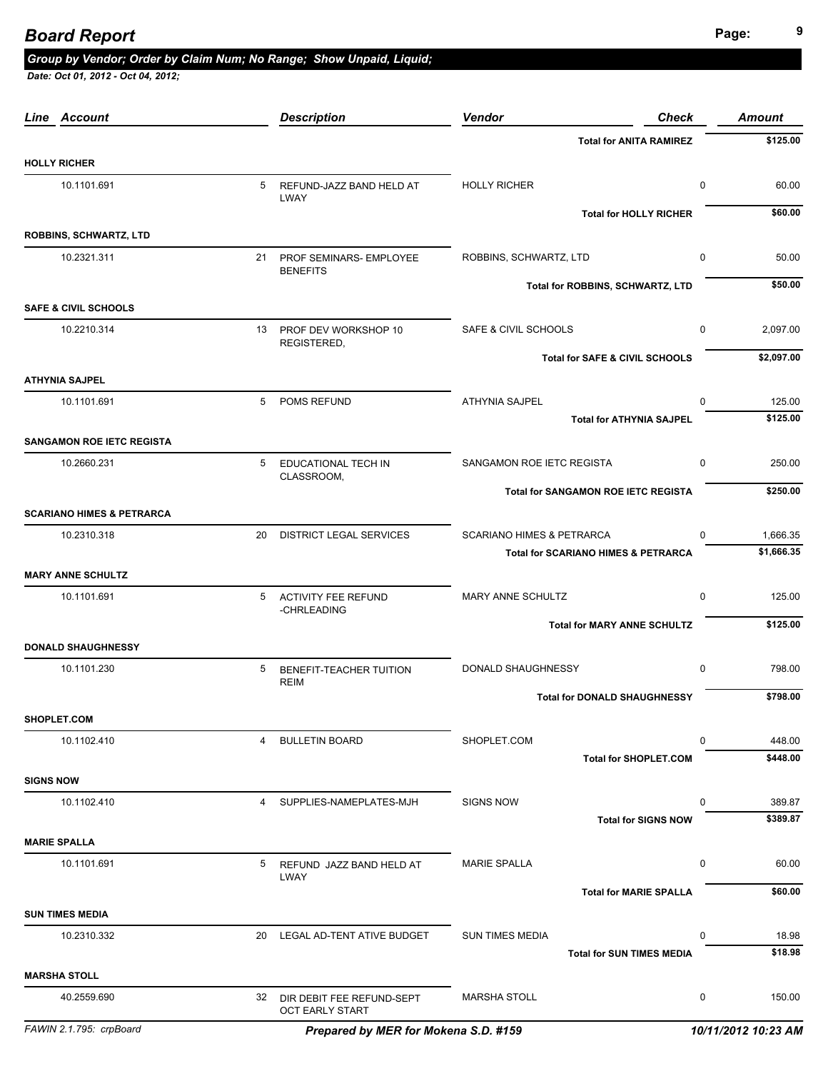## Board Report

***Group by Vendor; Order by Claim Num; No Range; Show Unpaid, Liquid;***

***Date: Oct 01, 2012 - Oct 04, 2012;***

| Line Account | | Description | Vendor | Check | Amount |
|---|---|---|---|---|---|
| | | | **Total for ANITA RAMIREZ** | | **$125.00** |
| **HOLLY RICHER** | | | | | |
| 10.1101.691 | 5 | REFUND-JAZZ BAND HELD AT LWAY | HOLLY RICHER | 0 | 60.00 |
| | | | **Total for HOLLY RICHER** | | **$60.00** |
| **ROBBINS, SCHWARTZ, LTD** | | | | | |
| 10.2321.311 | 21 | PROF SEMINARS- EMPLOYEE BENEFITS | ROBBINS, SCHWARTZ, LTD | 0 | 50.00 |
| | | | **Total for ROBBINS, SCHWARTZ, LTD** | | **$50.00** |
| **SAFE & CIVIL SCHOOLS** | | | | | |
| 10.2210.314 | 13 | PROF DEV WORKSHOP 10 REGISTERED, | SAFE & CIVIL SCHOOLS | 0 | 2,097.00 |
| | | | **Total for SAFE & CIVIL SCHOOLS** | | **$2,097.00** |
| **ATHYNIA SAJPEL** | | | | | |
| 10.1101.691 | 5 | POMS REFUND | ATHYNIA SAJPEL | 0 | 125.00 |
| | | | **Total for ATHYNIA SAJPEL** | | **$125.00** |
| **SANGAMON ROE IETC REGISTA** | | | | | |
| 10.2660.231 | 5 | EDUCATIONAL TECH IN CLASSROOM, | SANGAMON ROE IETC REGISTA | 0 | 250.00 |
| | | | **Total for SANGAMON ROE IETC REGISTA** | | **$250.00** |
| **SCARIANO HIMES & PETRARCA** | | | | | |
| 10.2310.318 | 20 | DISTRICT LEGAL SERVICES | SCARIANO HIMES & PETRARCA | 0 | 1,666.35 |
| | | | **Total for SCARIANO HIMES & PETRARCA** | | **$1,666.35** |
| **MARY ANNE SCHULTZ** | | | | | |
| 10.1101.691 | 5 | ACTIVITY FEE REFUND -CHRLEADING | MARY ANNE SCHULTZ | 0 | 125.00 |
| | | | **Total for MARY ANNE SCHULTZ** | | **$125.00** |
| **DONALD SHAUGHNESSY** | | | | | |
| 10.1101.230 | 5 | BENEFIT-TEACHER TUITION REIM | DONALD SHAUGHNESSY | 0 | 798.00 |
| | | | **Total for DONALD SHAUGHNESSY** | | **$798.00** |
| **SHOPLET.COM** | | | | | |
| 10.1102.410 | 4 | BULLETIN BOARD | SHOPLET.COM | 0 | 448.00 |
| | | | **Total for SHOPLET.COM** | | **$448.00** |
| **SIGNS NOW** | | | | | |
| 10.1102.410 | 4 | SUPPLIES-NAMEPLATES-MJH | SIGNS NOW | 0 | 389.87 |
| | | | **Total for SIGNS NOW** | | **$389.87** |
| **MARIE SPALLA** | | | | | |
| 10.1101.691 | 5 | REFUND JAZZ BAND HELD AT LWAY | MARIE SPALLA | 0 | 60.00 |
| | | | **Total for MARIE SPALLA** | | **$60.00** |
| **SUN TIMES MEDIA** | | | | | |
| 10.2310.332 | 20 | LEGAL AD-TENT ATIVE BUDGET | SUN TIMES MEDIA | 0 | 18.98 |
| | | | **Total for SUN TIMES MEDIA** | | **$18.98** |
| **MARSHA STOLL** | | | | | |
| 40.2559.690 | 32 | DIR DEBIT FEE REFUND-SEPT OCT EARLY START | MARSHA STOLL | 0 | 150.00 |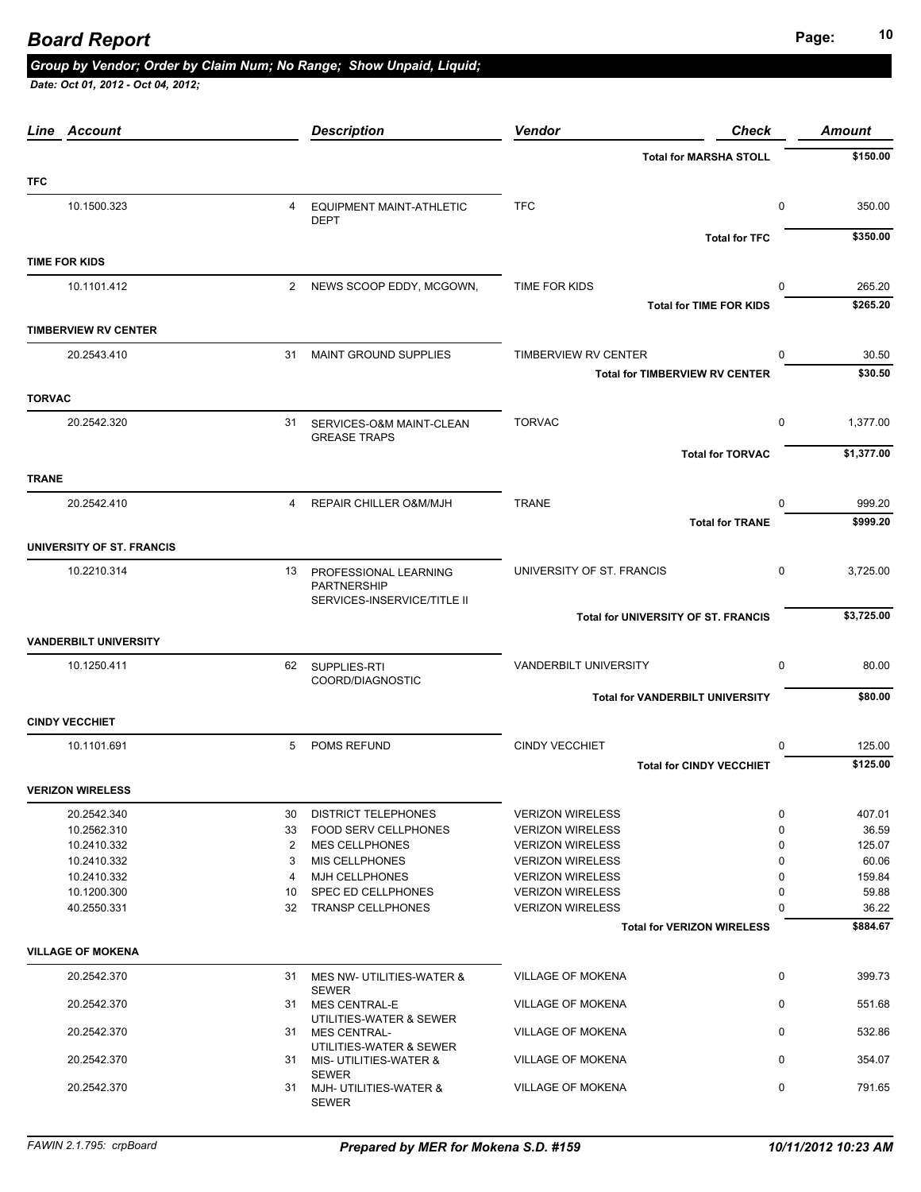# Board Report

***Group by Vendor; Order by Claim Num; No Range; Show Unpaid, Liquid;***

***Date: Oct 01, 2012 - Oct 04, 2012;***

| Line | Account | | Description | Vendor | Check | Amount |
|---|---|---|---|---|---|---|
| | | | | **Total for MARSHA STOLL** | | **$150.00** |
| **TFC** | | | | | | |
| | 10.1500.323 | 4 | EQUIPMENT MAINT-ATHLETIC DEPT | TFC | 0 | 350.00 |
| | | | | **Total for TFC** | | **$350.00** |
| **TIME FOR KIDS** | | | | | | |
| | 10.1101.412 | 2 | NEWS SCOOP EDDY, MCGOWN, | TIME FOR KIDS | 0 | 265.20 |
| | | | | **Total for TIME FOR KIDS** | | **$265.20** |
| **TIMBERVIEW RV CENTER** | | | | | | |
| | 20.2543.410 | 31 | MAINT GROUND SUPPLIES | TIMBERVIEW RV CENTER | 0 | 30.50 |
| | | | | **Total for TIMBERVIEW RV CENTER** | | **$30.50** |
| **TORVAC** | | | | | | |
| | 20.2542.320 | 31 | SERVICES-O&M MAINT-CLEAN GREASE TRAPS | TORVAC | 0 | 1,377.00 |
| | | | | **Total for TORVAC** | | **$1,377.00** |
| **TRANE** | | | | | | |
| | 20.2542.410 | 4 | REPAIR CHILLER O&M/MJH | TRANE | 0 | 999.20 |
| | | | | **Total for TRANE** | | **$999.20** |
| **UNIVERSITY OF ST. FRANCIS** | | | | | | |
| | 10.2210.314 | 13 | PROFESSIONAL LEARNING PARTNERSHIP SERVICES-INSERVICE/TITLE II | UNIVERSITY OF ST. FRANCIS | 0 | 3,725.00 |
| | | | | **Total for UNIVERSITY OF ST. FRANCIS** | | **$3,725.00** |
| **VANDERBILT UNIVERSITY** | | | | | | |
| | 10.1250.411 | 62 | SUPPLIES-RTI COORD/DIAGNOSTIC | VANDERBILT UNIVERSITY | 0 | 80.00 |
| | | | | **Total for VANDERBILT UNIVERSITY** | | **$80.00** |
| **CINDY VECCHIET** | | | | | | |
| | 10.1101.691 | 5 | POMS REFUND | CINDY VECCHIET | 0 | 125.00 |
| | | | | **Total for CINDY VECCHIET** | | **$125.00** |
| **VERIZON WIRELESS** | | | | | | |
| | 20.2542.340 | 30 | DISTRICT TELEPHONES | VERIZON WIRELESS | 0 | 407.01 |
| | 10.2562.310 | 33 | FOOD SERV CELLPHONES | VERIZON WIRELESS | 0 | 36.59 |
| | 10.2410.332 | 2 | MES CELLPHONES | VERIZON WIRELESS | 0 | 125.07 |
| | 10.2410.332 | 3 | MIS CELLPHONES | VERIZON WIRELESS | 0 | 60.06 |
| | 10.2410.332 | 4 | MJH CELLPHONES | VERIZON WIRELESS | 0 | 159.84 |
| | 10.1200.300 | 10 | SPEC ED CELLPHONES | VERIZON WIRELESS | 0 | 59.88 |
| | 40.2550.331 | 32 | TRANSP CELLPHONES | VERIZON WIRELESS | 0 | 36.22 |
| | | | | **Total for VERIZON WIRELESS** | | **$884.67** |
| **VILLAGE OF MOKENA** | | | | | | |
| | 20.2542.370 | 31 | MES NW- UTILITIES-WATER & SEWER | VILLAGE OF MOKENA | 0 | 399.73 |
| | 20.2542.370 | 31 | MES CENTRAL-E UTILITIES-WATER & SEWER | VILLAGE OF MOKENA | 0 | 551.68 |
| | 20.2542.370 | 31 | MES CENTRAL- UTILITIES-WATER & SEWER | VILLAGE OF MOKENA | 0 | 532.86 |
| | 20.2542.370 | 31 | MIS- UTILITIES-WATER & SEWER | VILLAGE OF MOKENA | 0 | 354.07 |
| | 20.2542.370 | 31 | MJH- UTILITIES-WATER & SEWER | VILLAGE OF MOKENA | 0 | 791.65 |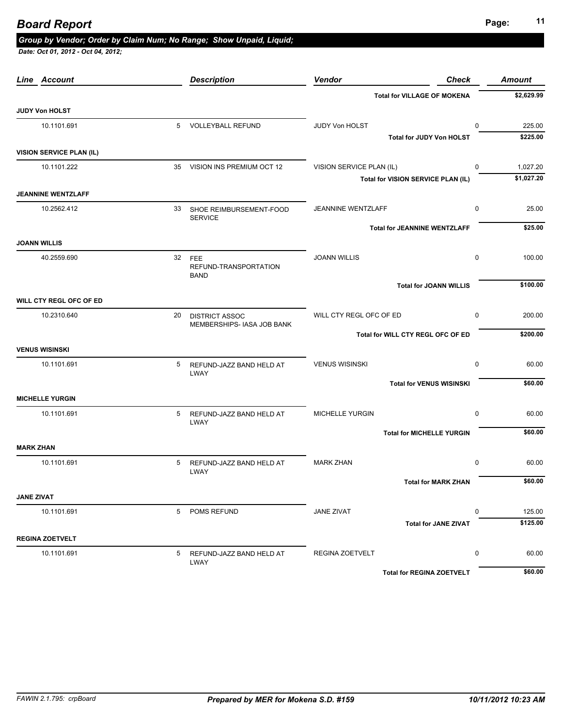# Board Report

***Group by Vendor; Order by Claim Num; No Range; Show Unpaid, Liquid;***

***Date: Oct 01, 2012 - Oct 04, 2012;***

| Line | Account | | Description | Vendor | Check | Amount |
|---|---|---|---|---|---|---|
| | | | | **Total for VILLAGE OF MOKENA** | | **$2,629.99** |
| **JUDY Von HOLST** | | | | | | |
| | 10.1101.691 | 5 | VOLLEYBALL REFUND | JUDY Von HOLST | 0 | 225.00 |
| | | | | **Total for JUDY Von HOLST** | | **$225.00** |
| **VISION SERVICE PLAN (IL)** | | | | | | |
| | 10.1101.222 | 35 | VISION INS PREMIUM OCT 12 | VISION SERVICE PLAN (IL) | 0 | 1,027.20 |
| | | | | **Total for VISION SERVICE PLAN (IL)** | | **$1,027.20** |
| **JEANNINE WENTZLAFF** | | | | | | |
| | 10.2562.412 | 33 | SHOE REIMBURSEMENT-FOOD SERVICE | JEANNINE WENTZLAFF | 0 | 25.00 |
| | | | | **Total for JEANNINE WENTZLAFF** | | **$25.00** |
| **JOANN WILLIS** | | | | | | |
| | 40.2559.690 | 32 | FEE REFUND-TRANSPORTATION BAND | JOANN WILLIS | 0 | 100.00 |
| | | | | **Total for JOANN WILLIS** | | **$100.00** |
| **WILL CTY REGL OFC OF ED** | | | | | | |
| | 10.2310.640 | 20 | DISTRICT ASSOC MEMBERSHIPS- IASA JOB BANK | WILL CTY REGL OFC OF ED | 0 | 200.00 |
| | | | | **Total for WILL CTY REGL OFC OF ED** | | **$200.00** |
| **VENUS WISINSKI** | | | | | | |
| | 10.1101.691 | 5 | REFUND-JAZZ BAND HELD AT LWAY | VENUS WISINSKI | 0 | 60.00 |
| | | | | **Total for VENUS WISINSKI** | | **$60.00** |
| **MICHELLE YURGIN** | | | | | | |
| | 10.1101.691 | 5 | REFUND-JAZZ BAND HELD AT LWAY | MICHELLE YURGIN | 0 | 60.00 |
| | | | | **Total for MICHELLE YURGIN** | | **$60.00** |
| **MARK ZHAN** | | | | | | |
| | 10.1101.691 | 5 | REFUND-JAZZ BAND HELD AT LWAY | MARK ZHAN | 0 | 60.00 |
| | | | | **Total for MARK ZHAN** | | **$60.00** |
| **JANE ZIVAT** | | | | | | |
| | 10.1101.691 | 5 | POMS REFUND | JANE ZIVAT | 0 | 125.00 |
| | | | | **Total for JANE ZIVAT** | | **$125.00** |
| **REGINA ZOETVELT** | | | | | | |
| | 10.1101.691 | 5 | REFUND-JAZZ BAND HELD AT LWAY | REGINA ZOETVELT | 0 | 60.00 |
| | | | | **Total for REGINA ZOETVELT** | | **$60.00** |

*FAWIN 2.1.795: crpBoard* — ***Prepared by MER for Mokena S.D. #159*** — ***10/11/2012 10:23 AM***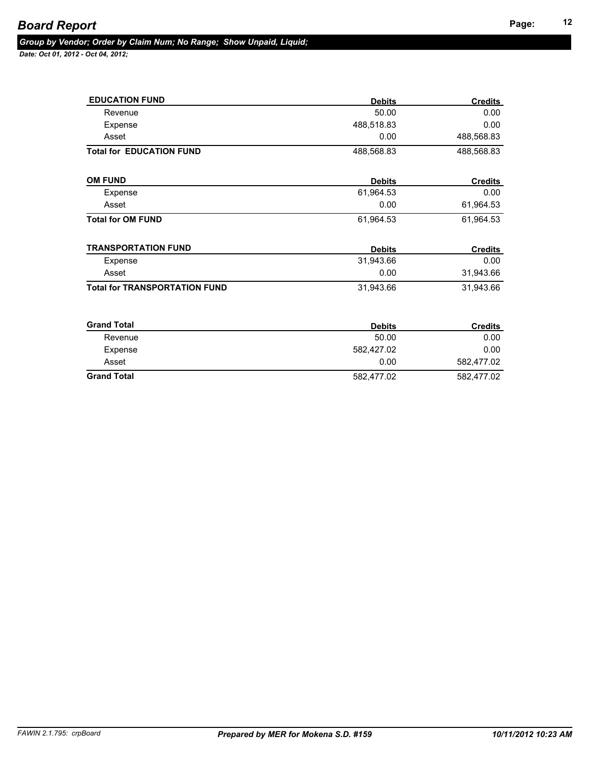# Board Report

*Group by Vendor; Order by Claim Num; No Range; Show Unpaid, Liquid;*

*Date: Oct 01, 2012 - Oct 04, 2012;*

| EDUCATION FUND | Debits | Credits |
|---|---|---|
| Revenue | 50.00 | 0.00 |
| Expense | 488,518.83 | 0.00 |
| Asset | 0.00 | 488,568.83 |
| **Total for EDUCATION FUND** | 488,568.83 | 488,568.83 |

| OM FUND | Debits | Credits |
|---|---|---|
| Expense | 61,964.53 | 0.00 |
| Asset | 0.00 | 61,964.53 |
| **Total for OM FUND** | 61,964.53 | 61,964.53 |

| TRANSPORTATION FUND | Debits | Credits |
|---|---|---|
| Expense | 31,943.66 | 0.00 |
| Asset | 0.00 | 31,943.66 |
| **Total for TRANSPORTATION FUND** | 31,943.66 | 31,943.66 |

| Grand Total | Debits | Credits |
|---|---|---|
| Revenue | 50.00 | 0.00 |
| Expense | 582,427.02 | 0.00 |
| Asset | 0.00 | 582,477.02 |
| **Grand Total** | 582,477.02 | 582,477.02 |

FAWIN 2.1.795: crpBoard | *Prepared by MER for Mokena S.D. #159* | *10/11/2012 10:23 AM*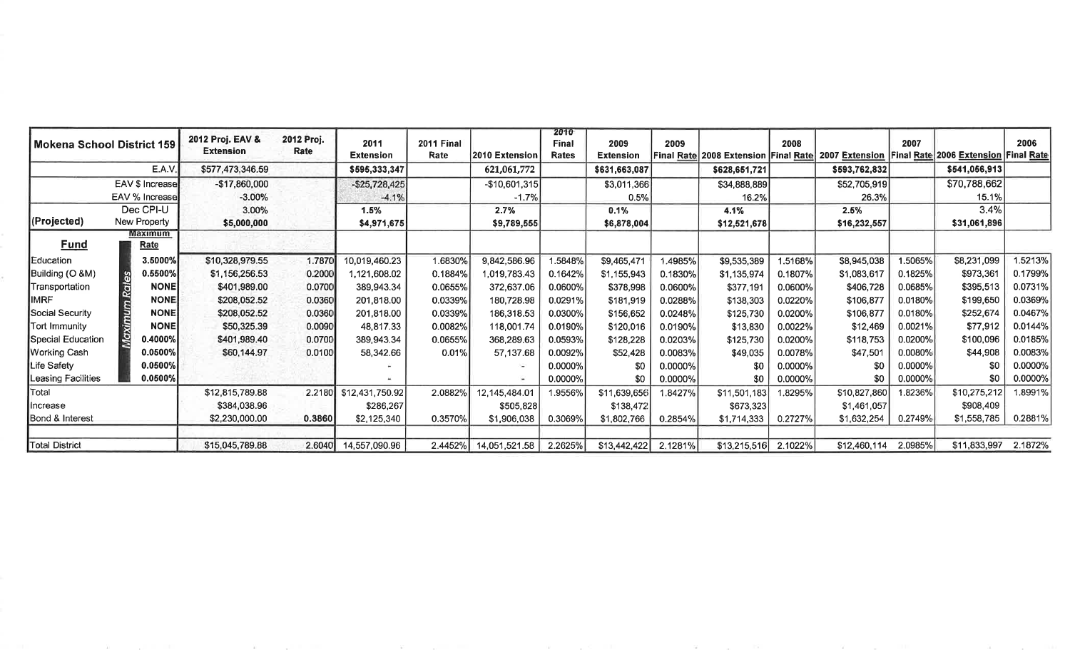| Mokena School District 159 | | 2012 Proj. EAV & Extension | 2012 Proj. Rate | 2011 Extension | 2011 Final Rate | 2010 Extension | 2010 Final Rates | 2009 Extension | 2009 Final Rate | 2008 Extension | 2008 Final Rate | 2007 Extension | 2007 Final Rate | 2006 Extension | 2006 Final Rate |
|---|---|---|---|---|---|---|---|---|---|---|---|---|---|---|---|
| | E.A.V. | $577,473,346.59 | | $595,333,347 | | 621,061,772 | | $631,663,087 | | $628,651,721 | | $593,762,832 | | $541,056,913 | |
| | EAV $ Increase | -$17,860,000 | | -$25,728,425 | | -$10,601,315 | | $3,011,366 | | $34,888,889 | | $52,705,919 | | $70,788,662 | |
| | EAV % Increase | -3.00% | | -4.1% | | -1.7% | | 0.5% | | 16.2% | | 26.3% | | 15.1% | |
| | Dec CPI-U | 3.00% | | 1.5% | | 2.7% | | 0.1% | | 4.1% | | 2.5% | | 3.4% | |
| (Projected) | New Property | $5,000,000 | | $4,971,675 | | $9,789,555 | | $6,878,004 | | $12,521,678 | | $16,232,557 | | $31,061,896 | |
| **Fund** | **Maximum Rate** | | | | | | | | | | | | | | |
| Education | 3.5000% | $10,328,979.55 | 1.7870 | 10,019,460.23 | 1.6830% | 9,842,586.96 | 1.5848% | $9,465,471 | 1.4985% | $9,535,389 | 1.5168% | $8,945,038 | 1.5065% | $8,231,099 | 1.5213% |
| Building (O &M) | 0.5500% | $1,156,256.53 | 0.2000 | 1,121,608.02 | 0.1884% | 1,019,783.43 | 0.1642% | $1,155,943 | 0.1830% | $1,135,974 | 0.1807% | $1,083,617 | 0.1825% | $973,361 | 0.1799% |
| Transportation | NONE | $401,989.00 | 0.0700 | 389,943.34 | 0.0655% | 372,637.06 | 0.0600% | $378,998 | 0.0600% | $377,191 | 0.0600% | $406,728 | 0.0685% | $395,513 | 0.0731% |
| IMRF | NONE | $208,052.52 | 0.0360 | 201,818.00 | 0.0339% | 180,728.98 | 0.0291% | $181,919 | 0.0288% | $138,303 | 0.0220% | $106,877 | 0.0180% | $199,650 | 0.0369% |
| Social Security | NONE | $208,052.52 | 0.0360 | 201,818.00 | 0.0339% | 186,318.53 | 0.0300% | $156,652 | 0.0248% | $125,730 | 0.0200% | $106,877 | 0.0180% | $252,674 | 0.0467% |
| Tort Immunity | NONE | $50,325.39 | 0.0090 | 48,817.33 | 0.0082% | 118,001.74 | 0.0190% | $120,016 | 0.0190% | $13,830 | 0.0022% | $12,469 | 0.0021% | $77,912 | 0.0144% |
| Special Education | 0.4000% | $401,989.40 | 0.0700 | 389,943.34 | 0.0655% | 368,289.63 | 0.0593% | $128,228 | 0.0203% | $125,730 | 0.0200% | $118,753 | 0.0200% | $100,096 | 0.0185% |
| Working Cash | 0.0500% | $60,144.97 | 0.0100 | 58,342.66 | 0.01% | 57,137.68 | 0.0092% | $52,428 | 0.0083% | $49,035 | 0.0078% | $47,501 | 0.0080% | $44,908 | 0.0083% |
| Life Safety | 0.0500% | | | - | | - | 0.0000% | $0 | 0.0000% | $0 | 0.0000% | $0 | 0.0000% | $0 | 0.0000% |
| Leasing Facilities | 0.0500% | | | - | | - | 0.0000% | $0 | 0.0000% | $0 | 0.0000% | $0 | 0.0000% | $0 | 0.0000% |
| Total | | $12,815,789.88 | 2.2180 | $12,431,750.92 | 2.0882% | 12,145,484.01 | 1.9556% | $11,639,656 | 1.8427% | $11,501,183 | 1.8295% | $10,827,860 | 1.8236% | $10,275,212 | 1.8991% |
| Increase | | $384,038.96 | | $286,267 | | $505,828 | | $138,472 | | $673,323 | | $1,461,057 | | $908,409 | |
| Bond & Interest | | $2,230,000.00 | 0.3860 | $2,125,340 | 0.3570% | $1,906,038 | 0.3069% | $1,802,766 | 0.2854% | $1,714,333 | 0.2727% | $1,632,254 | 0.2749% | $1,558,785 | 0.2881% |
| | | | | | | | | | | | | | | | |
| Total District | | $15,045,789.88 | 2.6040 | 14,557,090.96 | 2.4452% | 14,051,521.58 | 2.2625% | $13,442,422 | 2.1281% | $13,215,516 | 2.1022% | $12,460,114 | 2.0985% | $11,833,997 | 2.1872% |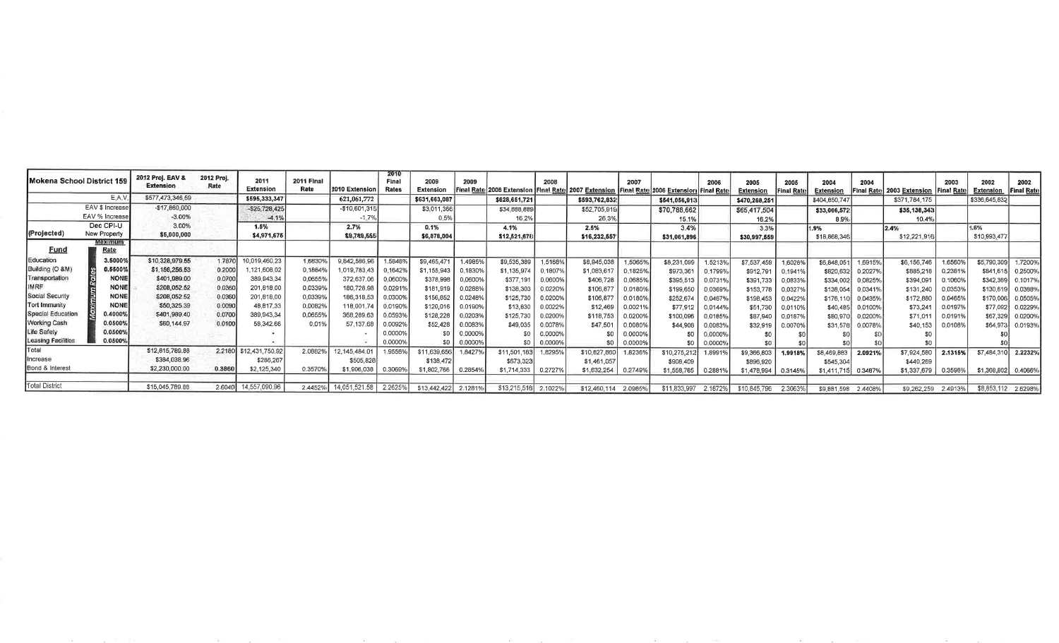| Mokena School District 159 | | 2012 Proj. EAV & Extension | 2012 Proj. Rate | 2011 Extension | 2011 Final Rate | 2010 Extension | 2010 Final Rates | 2009 Extension | 2009 Final Rate | 2008 Extension | 2008 Final Rate | 2007 Extension | 2007 Final Rate | 2006 Extension | 2006 Final Rate | 2005 Extension | 2005 Final Rate | 2004 Extension | 2004 Final Rate | 2003 Extension | 2003 Final Rate | 2002 Extension | 2002 Final Rate |
|---|---|---|---|---|---|---|---|---|---|---|---|---|---|---|---|---|---|---|---|---|---|---|---|
| | E.A.V. | $577,473,346.69 | | $595,333,347 | | 621,061,772 | | $631,663,087 | | $628,651,721 | | $593,762,832 | | $541,056,913 | | $470,268,251 | | $404,850,747 | | $371,784,175 | | $336,645,832 | |
| | EAV $ Increase | -$17,860,000 | | -$25,728,425 | | -$10,601,315 | | $3,011,366 | | $34,888,889 | | $52,705,919 | | $70,788,662 | | $65,417,504 | | $33,066,572 | | $35,136,343 | | | |
| | EAV % Increase | -3.00% | | -4.1% | | -1.7% | | 0.5% | | 16.2% | | 26.3% | | 15.1% | | 16.2% | | 8.9% | | 10.4% | | | |
| | Dec CPI-U | 3.00% | | 1.5% | | 2.7% | | 0.1% | | 4.1% | | 2.5% | | 3.4% | | 3.3% | | 1.9% | | 2.4% | | 1.6% | |
| (Projected) | New Property | $5,000,000 | | $4,971,675 | | $9,789,555 | | $6,876,004 | | $12,521,678 | | $16,232,557 | | $31,061,896 | | $30,997,559 | | $18,868,346 | | $12,221,916 | | $10,993,477 | |
| **Fund** | **Maximum Rate** | | | | | | | | | | | | | | | | | | | | | | |
| Education | 3.5000% | $10,328,979.55 | 1.7870 | 10,019,460.23 | 1.6830% | 9,842,586.96 | 1.5848% | $9,465,471 | 1.4985% | $9,535,389 | 1.5168% | $8,945,038 | 1.5065% | $8,231,099 | 1.5213% | $7,537,459 | 1.6028% | $6,848,051 | 1.6915% | $6,156,746 | 1.6560% | $5,790,309 | 1.7200% |
| Building (O &M) | 0.5500% | $1,156,256.53 | 0.2000 | 1,121,606.02 | 0.1884% | 1,019,783.43 | 0.1642% | $1,155,943 | 0.1830% | $1,135,974 | 0.1807% | $1,083,617 | 0.1825% | $973,361 | 0.1799% | $912,791 | 0.1941% | $820,632 | 0.2027% | $885,216 | 0.2381% | $841,615 | 0.2500% |
| Transportation | NONE | $401,989.00 | 0.0700 | 389,943.34 | 0.0655% | 372,637.06 | 0.0600% | $378,998 | 0.0600% | $377,191 | 0.0600% | $406,728 | 0.0685% | $395,513 | 0.0731% | $391,733 | 0.0833% | $334,002 | 0.0825% | $394,091 | 0.1060% | $342,369 | 0.1017% |
| IMRF | NONE | $208,052.52 | 0.0360 | 201,818.00 | 0.0339% | 180,726.98 | 0.0291% | $181,919 | 0.0288% | $138,303 | 0.0220% | $106,877 | 0.0180% | $199,650 | 0.0369% | $153,778 | 0.0327% | $138,054 | 0.0341% | $131,240 | 0.0353% | $130,619 | 0.0388% |
| Social Security | NONE | $208,052.52 | 0.0360 | 201,818.00 | 0.0339% | 186,318.53 | 0.0300% | $156,652 | 0.0248% | $125,730 | 0.0200% | $106,877 | 0.0180% | $252,674 | 0.0467% | $198,453 | 0.0422% | $176,110 | 0.0435% | $172,880 | 0.0465% | $170,006 | 0.0505% |
| Tort Immunity | NONE | $50,325.39 | 0.0090 | 48,817.33 | 0.0082% | 118,001.74 | 0.0190% | $120,016 | 0.0190% | $13,830 | 0.0022% | $12,469 | 0.0021% | $77,912 | 0.0144% | $51,730 | 0.0110% | $40,485 | 0.0100% | $73,241 | 0.0197% | $77,092 | 0.0229% |
| Special Education | 0.4000% | $401,989.40 | 0.0700 | 389,943.34 | 0.0655% | 368,289.63 | 0.0593% | $128,228 | 0.0203% | $125,730 | 0.0200% | $118,753 | 0.0200% | $100,096 | 0.0185% | $87,940 | 0.0187% | $80,970 | 0.0200% | $71,011 | 0.0191% | $67,329 | 0.0200% |
| Working Cash | 0.0500% | $60,144.97 | 0.0100 | 58,342.66 | 0.01% | 57,137.68 | 0.0092% | $52,428 | 0.0083% | $49,035 | 0.0078% | $47,501 | 0.0080% | $44,906 | 0.0083% | $32,919 | 0.0070% | $31,578 | 0.0078% | $40,153 | 0.0108% | $64,973 | 0.0193% |
| Life Safety | 0.0500% | | | - | | - | 0.0000% | $0 | 0.0000% | $0 | 0.0000% | $0 | 0.0000% | $0 | 0.0000% | $0 | $0 | $0 | $0 | $0 | | $0 | |
| Leasing Facilities | 0.0500% | | | - | | - | 0.0000% | $0 | 0.0000% | $0 | 0.0000% | $0 | 0.0000% | $0 | 0.0000% | $0 | $0 | $0 | $0 | $0 | | $0 | |
| Total | | $12,815,789.88 | 2.2180 | $12,431,750.92 | 2.0862% | 12,145,484.01 | 1.9556% | $11,639,656 | 1.8427% | $11,501,183 | 1.8295% | $10,827,860 | 1.8236% | $10,275,212 | 1.8991% | $9,366,803 | 1.9918% | $8,469,883 | 2.0921% | $7,924,580 | 2.1315% | $7,484,310 | 2.2232% |
| Increase | | $384,038.96 | | $286,267 | | $505,828 | | $138,472 | | $673,323 | | $1,461,057 | | $908,409 | | $896,920 | | $545,304 | | $440,269 | | | |
| Bond & Interest | | $2,230,000.00 | 0.3860 | $2,125,340 | 0.3570% | $1,906,038 | 0.3069% | $1,802,766 | 0.2854% | $1,714,333 | 0.2727% | $1,632,254 | 0.2749% | $1,558,785 | 0.2881% | $1,478,994 | 0.3145% | $1,411,715 | 0.3487% | $1,337,679 | 0.3598% | $1,368,802 | 0.4066% |
| Total District | | $15,045,789.88 | 2.6040 | 14,557,090.96 | 2.4452% | 14,051,521.58 | 2.2625% | $13,442,422 | 2.1281% | $13,215,516 | 2.1022% | $12,460,114 | 2.0985% | $11,833,997 | 2.1872% | $10,845,796 | 2.3063% | $9,881,598 | 2.4408% | $9,262,259 | 2.4913% | $8,853,112 | 2.6298% |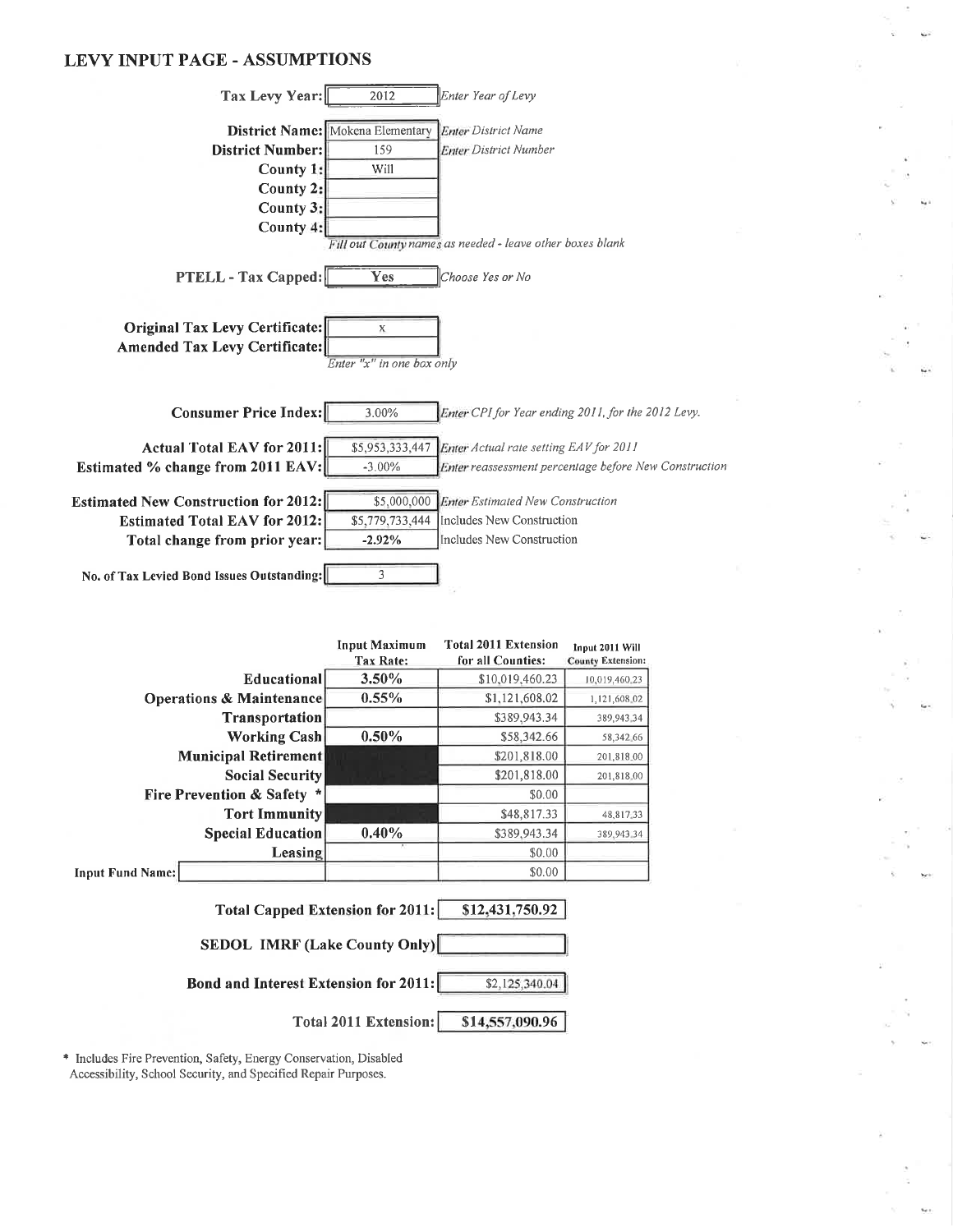## LEVY INPUT PAGE - ASSUMPTIONS

| | | |
|---|---|---|
| **Tax Levy Year:** | 2012 | *Enter Year of Levy* |
| **District Name:** | Mokena Elementary | *Enter District Name* |
| **District Number:** | 159 | *Enter District Number* |
| **County 1:** | Will | |
| **County 2:** | | |
| **County 3:** | | |
| **County 4:** | | |
| | *Fill out County names as needed - leave other boxes blank* | |
| **PTELL - Tax Capped:** | **Yes** | *Choose Yes or No* |
| **Original Tax Levy Certificate:** | x | |
| **Amended Tax Levy Certificate:** | | |
| | *Enter "x" in one box only* | |
| **Consumer Price Index:** | 3.00% | *Enter CPI for Year ending 2011, for the 2012 Levy.* |
| **Actual Total EAV for 2011:** | $5,953,333,447 | *Enter Actual rate setting EAV for 2011* |
| **Estimated % change from 2011 EAV:** | -3.00% | *Enter reassessment percentage before New Construction* |
| **Estimated New Construction for 2012:** | $5,000,000 | *Enter Estimated New Construction* |
| **Estimated Total EAV for 2012:** | $5,779,733,444 | Includes New Construction |
| **Total change from prior year:** | **-2.92%** | Includes New Construction |
| **No. of Tax Levied Bond Issues Outstanding:** | 3 | |

| | Input Maximum Tax Rate: | Total 2011 Extension for all Counties: | Input 2011 Will County Extension: |
|---|---|---|---|
| **Educational** | **3.50%** | $10,019,460.23 | 10,019,460.23 |
| **Operations & Maintenance** | **0.55%** | $1,121,608.02 | 1,121,608.02 |
| **Transportation** | | $389,943.34 | 389,943.34 |
| **Working Cash** | **0.50%** | $58,342.66 | 58,342.66 |
| **Municipal Retirement** | | $201,818.00 | 201,818.00 |
| **Social Security** | | $201,818.00 | 201,818.00 |
| **Fire Prevention & Safety** * | | $0.00 | |
| **Tort Immunity** | | $48,817.33 | 48,817.33 |
| **Special Education** | **0.40%** | $389,943.34 | 389,943.34 |
| **Leasing** | | $0.00 | |
| Input Fund Name: | | $0.00 | |

| | |
|---|---|
| **Total Capped Extension for 2011:** | **$12,431,750.92** |
| **SEDOL IMRF (Lake County Only)** | |
| **Bond and Interest Extension for 2011:** | $2,125,340.04 |
| **Total 2011 Extension:** | **$14,557,090.96** |

\* Includes Fire Prevention, Safety, Energy Conservation, Disabled Accessibility, School Security, and Specified Repair Purposes.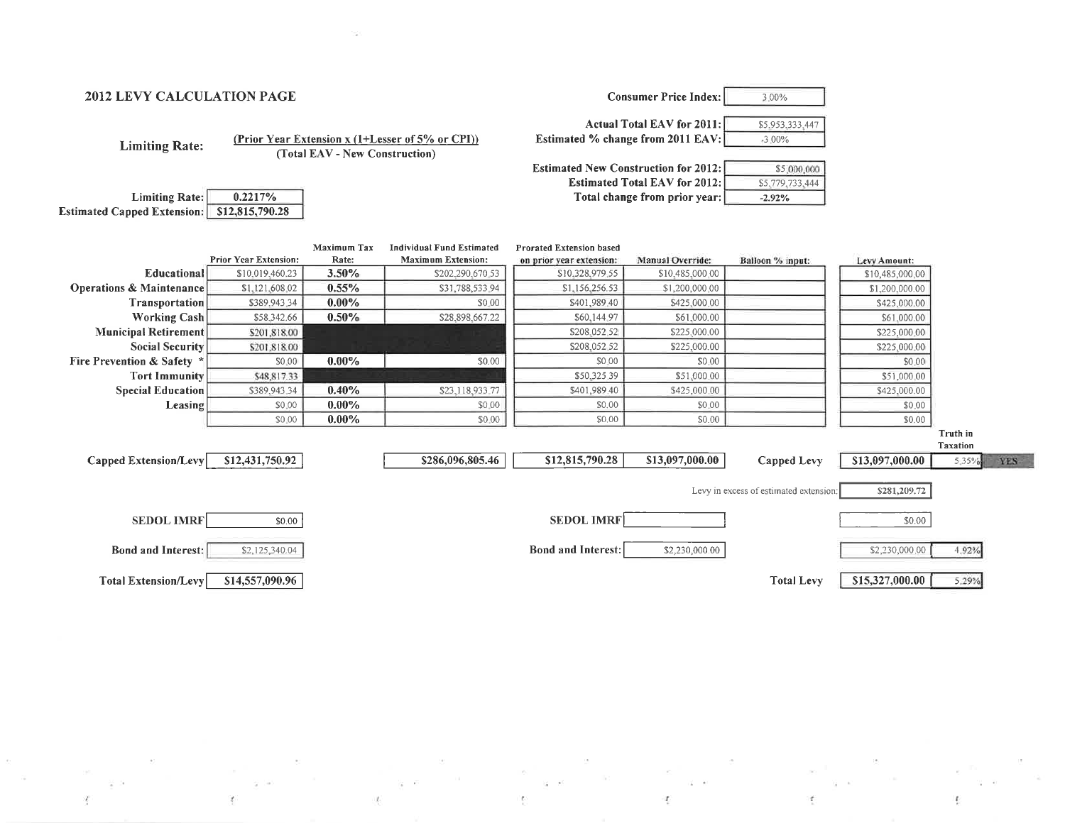## 2012 LEVY CALCULATION PAGE

**Limiting Rate:** (Prior Year Extension x (1+Lesser of 5% or CPI)) / (Total EAV - New Construction)

| | |
|---|---|
| **Limiting Rate:** | 0.2217% |
| **Estimated Capped Extension:** | $12,815,790.28 |

| | |
|---|---|
| **Consumer Price Index:** | 3.00% |
| **Actual Total EAV for 2011:** | $5,953,333,447 |
| **Estimated % change from 2011 EAV:** | -3.00% |
| **Estimated New Construction for 2012:** | $5,000,000 |
| **Estimated Total EAV for 2012:** | $5,779,733,444 |
| **Total change from prior year:** | -2.92% |

| | Prior Year Extension: | Maximum Tax Rate: | Individual Fund Estimated Maximum Extension: | Prorated Extension based on prior year extension: | Manual Override: | Balloon % input: | Levy Amount: | Truth in Taxation |
|---|---|---|---|---|---|---|---|---|
| **Educational** | $10,019,460.23 | 3.50% | $202,290,670.53 | $10,328,979.55 | $10,485,000.00 | | $10,485,000.00 | |
| **Operations & Maintenance** | $1,121,608.02 | 0.55% | $31,788,533.94 | $1,156,256.53 | $1,200,000.00 | | $1,200,000.00 | |
| **Transportation** | $389,943.34 | 0.00% | $0.00 | $401,989.40 | $425,000.00 | | $425,000.00 | |
| **Working Cash** | $58,342.66 | 0.50% | $28,898,667.22 | $60,144.97 | $61,000.00 | | $61,000.00 | |
| **Municipal Retirement** | $201,818.00 | | | $208,052.52 | $225,000.00 | | $225,000.00 | |
| **Social Security** | $201,818.00 | | | $208,052.52 | $225,000.00 | | $225,000.00 | |
| **Fire Prevention & Safety \*** | $0.00 | 0.00% | $0.00 | $0.00 | $0.00 | | $0.00 | |
| **Tort Immunity** | $48,817.33 | | | $50,325.39 | $51,000.00 | | $51,000.00 | |
| **Special Education** | $389,943.34 | 0.40% | $23,118,933.77 | $401,989.40 | $425,000.00 | | $425,000.00 | |
| **Leasing** | $0.00 | 0.00% | $0.00 | $0.00 | $0.00 | | $0.00 | |
| | $0.00 | 0.00% | $0.00 | $0.00 | $0.00 | | $0.00 | |
| **Capped Extension/Levy** | $12,431,750.92 | | $286,096,805.46 | $12,815,790.28 | $13,097,000.00 | Capped Levy | $13,097,000.00 | 5.35% YES |
| | | | | | | Levy in excess of estimated extension: | $281,209.72 | |
| **SEDOL IMRF** | $0.00 | | | SEDOL IMRF | | | $0.00 | |
| **Bond and Interest:** | $2,125,340.04 | | | Bond and Interest: | $2,230,000.00 | | $2,230,000.00 | 4.92% |
| **Total Extension/Levy** | $14,557,090.96 | | | | | Total Levy | $15,327,000.00 | 5.29% |